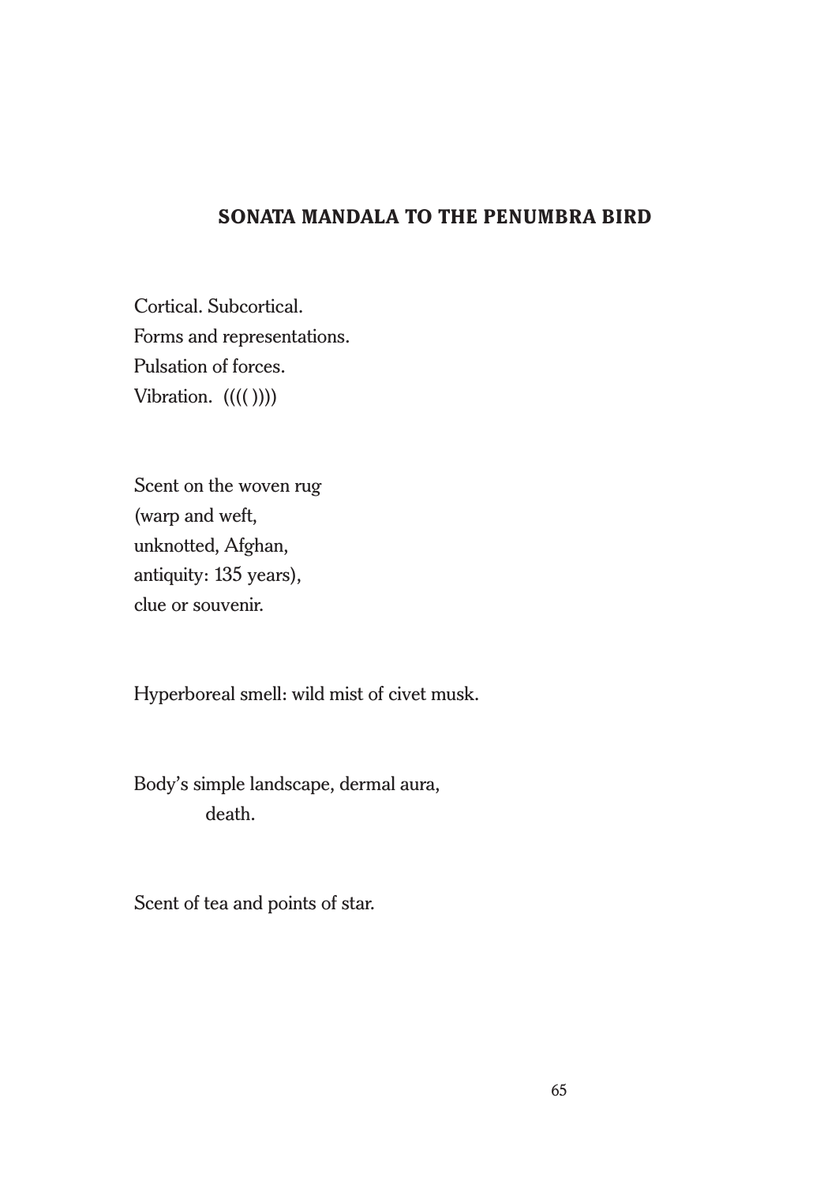## SONATA MANDALA TO THE PENUMBRA BIRD

Cortical. Subcortical.
Forms and representations.
Pulsation of forces.
Vibration.  (((( ))))

Scent on the woven rug
(warp and weft,
unknotted, Afghan,
antiquity: 135 years),
clue or souvenir.

Hyperboreal smell: wild mist of civet musk.

Body's simple landscape, dermal aura,
            death.

Scent of tea and points of star.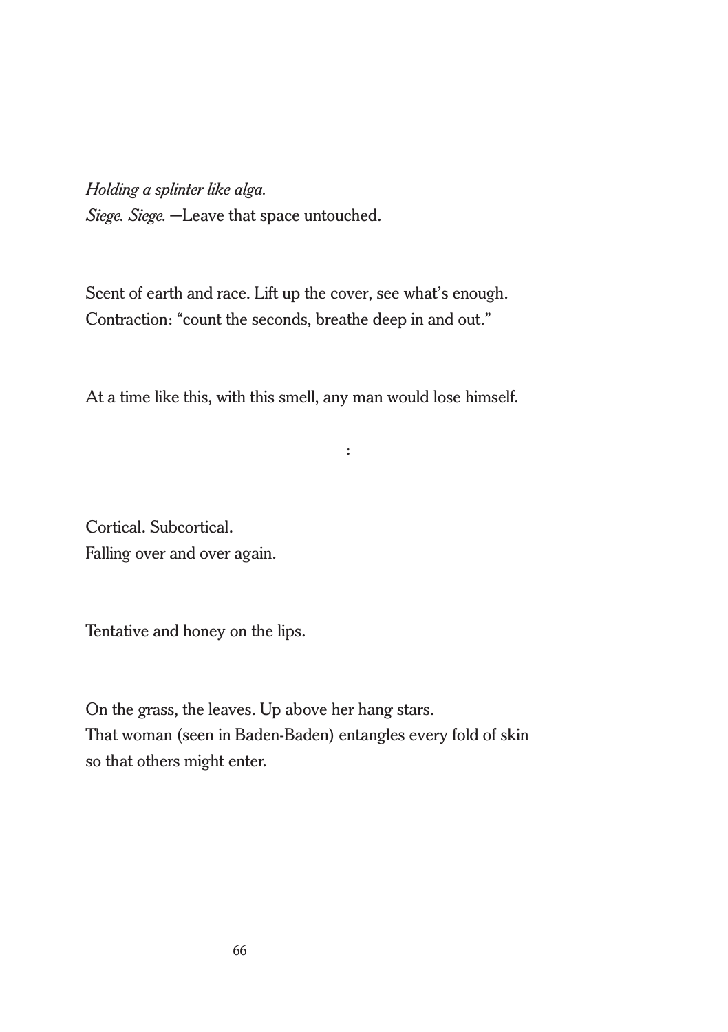*Holding a splinter like alga.*
*Siege. Siege.* —Leave that space untouched.

Scent of earth and race. Lift up the cover, see what's enough.
Contraction: "count the seconds, breathe deep in and out."

At a time like this, with this smell, any man would lose himself.

:

Cortical. Subcortical.
Falling over and over again.

Tentative and honey on the lips.

On the grass, the leaves. Up above her hang stars.
That woman (seen in Baden-Baden) entangles every fold of skin
so that others might enter.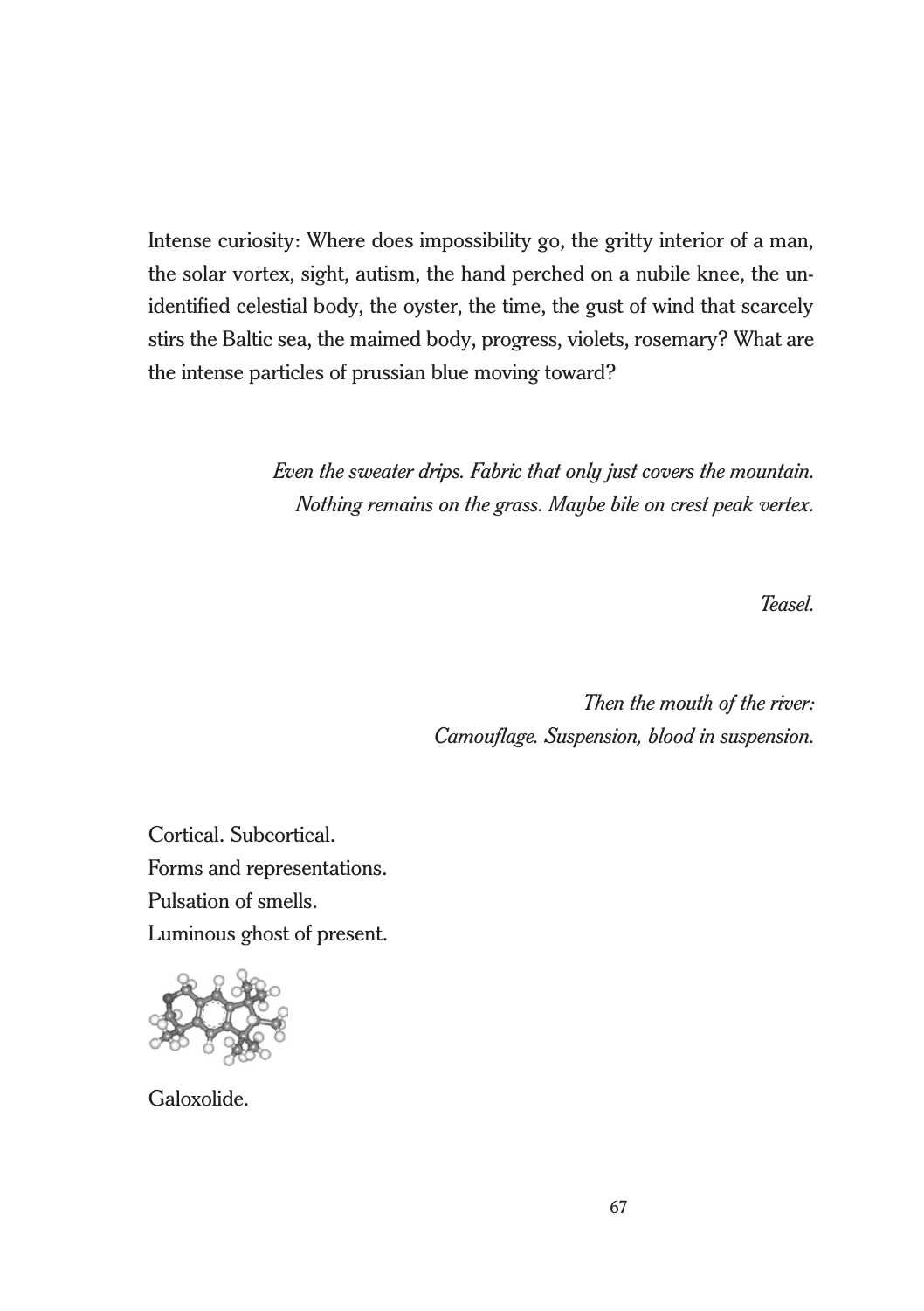Intense curiosity: Where does impossibility go, the gritty interior of a man, the solar vortex, sight, autism, the hand perched on a nubile knee, the unidentified celestial body, the oyster, the time, the gust of wind that scarcely stirs the Baltic sea, the maimed body, progress, violets, rosemary? What are the intense particles of prussian blue moving toward?

*Even the sweater drips. Fabric that only just covers the mountain.*
*Nothing remains on the grass. Maybe bile on crest peak vertex.*

*Teasel.*

*Then the mouth of the river:*
*Camouflage. Suspension, blood in suspension.*

Cortical. Subcortical.
Forms and representations.
Pulsation of smells.
Luminous ghost of present.

Galoxolide.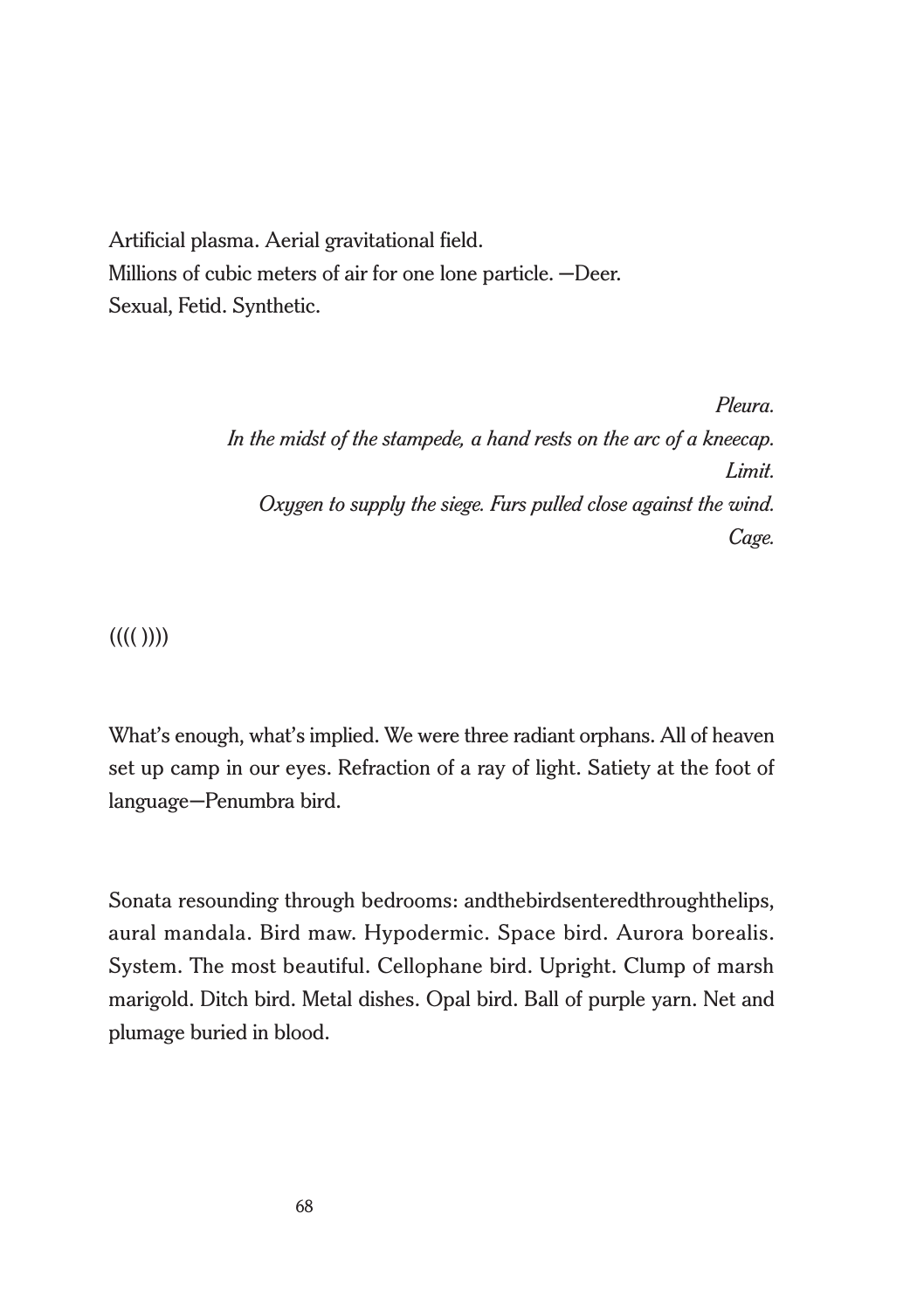Artificial plasma. Aerial gravitational field.  
Millions of cubic meters of air for one lone particle. —Deer.  
Sexual, Fetid. Synthetic.

*Pleura.*  
*In the midst of the stampede, a hand rests on the arc of a kneecap.*  
*Limit.*  
*Oxygen to supply the siege. Furs pulled close against the wind.*  
*Cage.*

(((( ))))

What's enough, what's implied. We were three radiant orphans. All of heaven set up camp in our eyes. Refraction of a ray of light. Satiety at the foot of language—Penumbra bird.

Sonata resounding through bedrooms: andthebirdsenteredthroughthelips, aural mandala. Bird maw. Hypodermic. Space bird. Aurora borealis. System. The most beautiful. Cellophane bird. Upright. Clump of marsh marigold. Ditch bird. Metal dishes. Opal bird. Ball of purple yarn. Net and plumage buried in blood.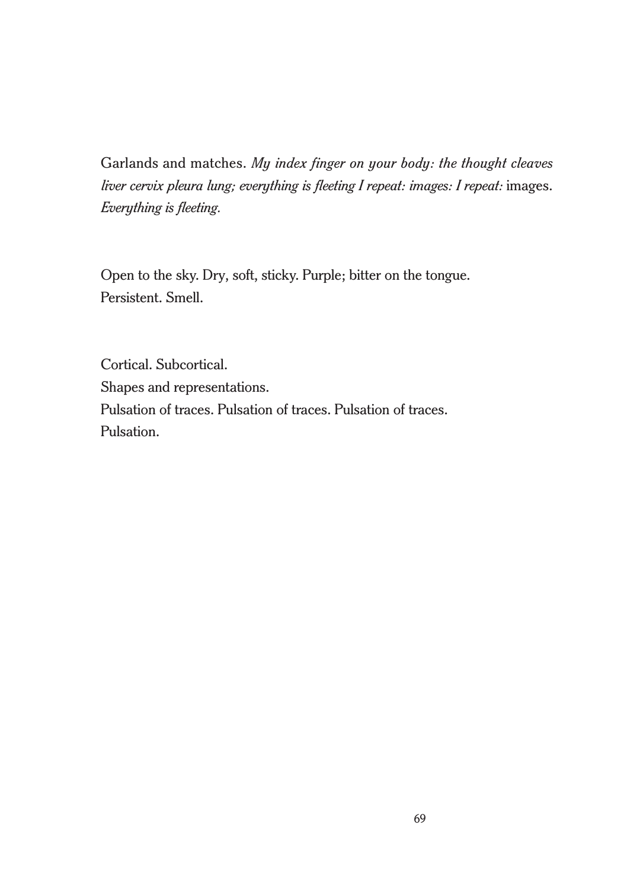Garlands and matches. *My index finger on your body: the thought cleaves liver cervix pleura lung; everything is fleeting I repeat: images: I repeat:* images. *Everything is fleeting.*

Open to the sky. Dry, soft, sticky. Purple; bitter on the tongue.
Persistent. Smell.

Cortical. Subcortical.
Shapes and representations.
Pulsation of traces. Pulsation of traces. Pulsation of traces.
Pulsation.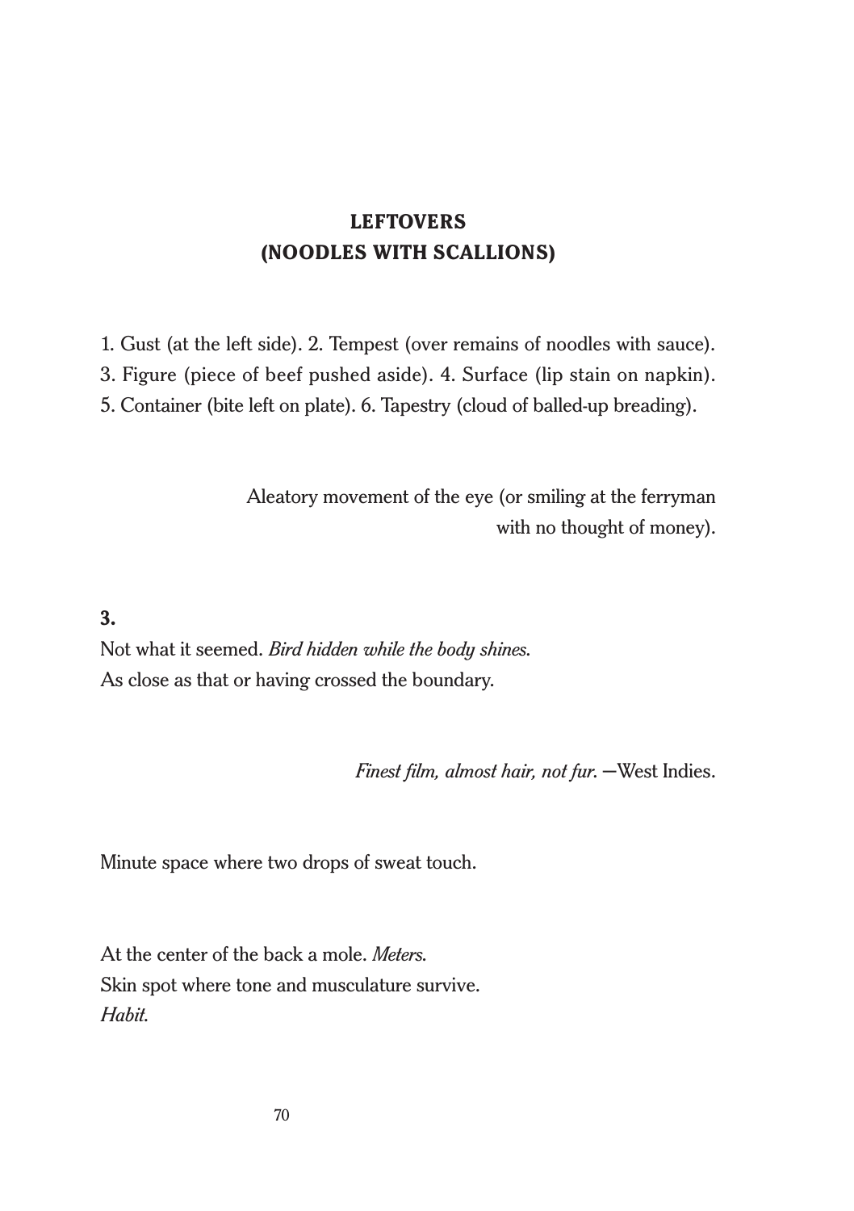## LEFTOVERS
## (NOODLES WITH SCALLIONS)

1. Gust (at the left side). 2. Tempest (over remains of noodles with sauce).
3. Figure (piece of beef pushed aside). 4. Surface (lip stain on napkin).
5. Container (bite left on plate). 6. Tapestry (cloud of balled-up breading).

Aleatory movement of the eye (or smiling at the ferryman
with no thought of money).

**3.**
Not what it seemed. *Bird hidden while the body shines.*
As close as that or having crossed the boundary.

*Finest film, almost hair, not fur.* —West Indies.

Minute space where two drops of sweat touch.

At the center of the back a mole. *Meters.*
Skin spot where tone and musculature survive.
*Habit.*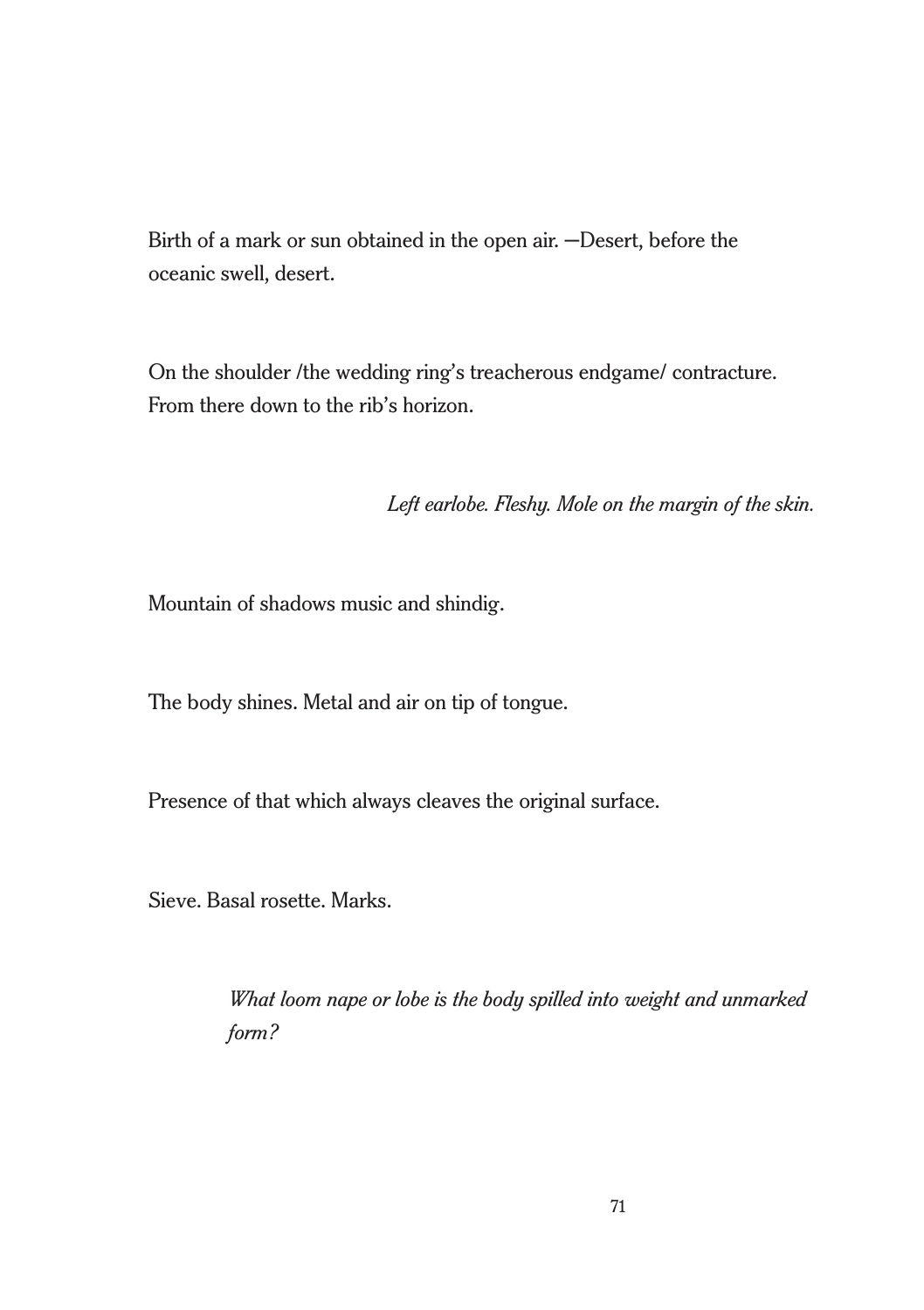Birth of a mark or sun obtained in the open air. —Desert, before the oceanic swell, desert.

On the shoulder /the wedding ring's treacherous endgame/ contracture. From there down to the rib's horizon.

*Left earlobe. Fleshy. Mole on the margin of the skin.*

Mountain of shadows music and shindig.

The body shines. Metal and air on tip of tongue.

Presence of that which always cleaves the original surface.

Sieve. Basal rosette. Marks.

*What loom nape or lobe is the body spilled into weight and unmarked form?*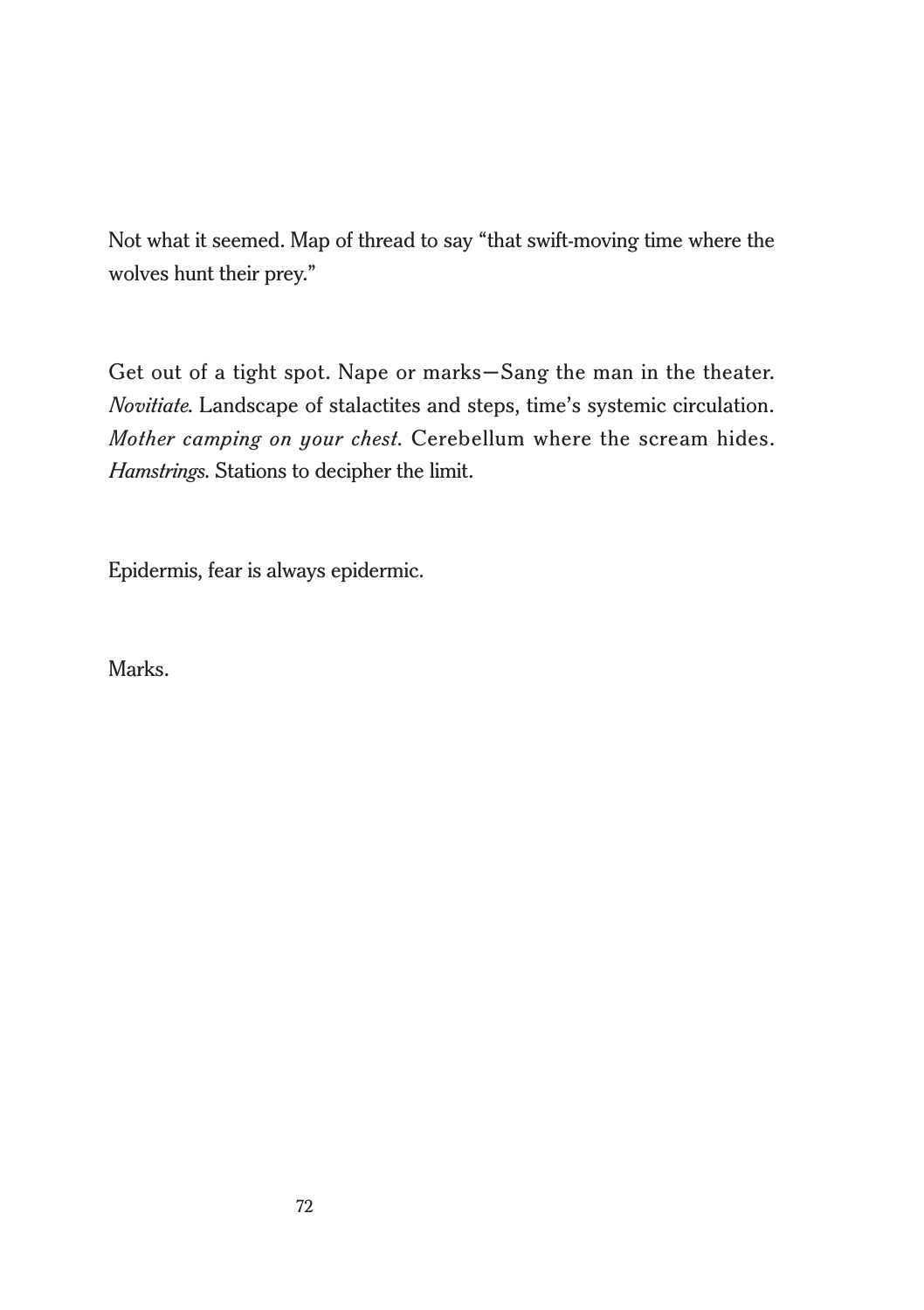Not what it seemed. Map of thread to say “that swift-moving time where the wolves hunt their prey.”

Get out of a tight spot. Nape or marks—Sang the man in the theater. *Novitiate*. Landscape of stalactites and steps, time’s systemic circulation. *Mother camping on your chest*. Cerebellum where the scream hides. *Hamstrings*. Stations to decipher the limit.

Epidermis, fear is always epidermic.

Marks.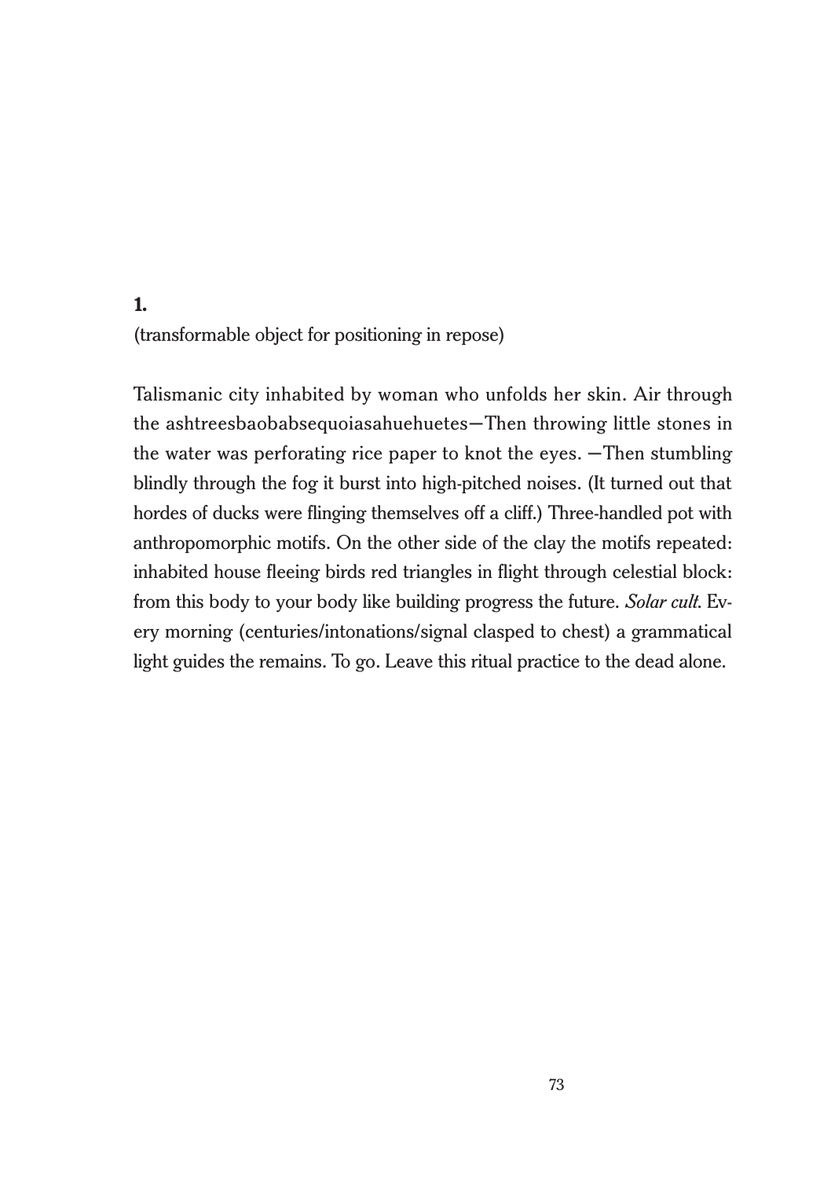**1.**

(transformable object for positioning in repose)

Talismanic city inhabited by woman who unfolds her skin. Air through the ashtreesbaobabsequoiasahuehuetes—Then throwing little stones in the water was perforating rice paper to knot the eyes. —Then stumbling blindly through the fog it burst into high-pitched noises. (It turned out that hordes of ducks were flinging themselves off a cliff.) Three-handled pot with anthropomorphic motifs. On the other side of the clay the motifs repeated: inhabited house fleeing birds red triangles in flight through celestial block: from this body to your body like building progress the future. *Solar cult*. Every morning (centuries/intonations/signal clasped to chest) a grammatical light guides the remains. To go. Leave this ritual practice to the dead alone.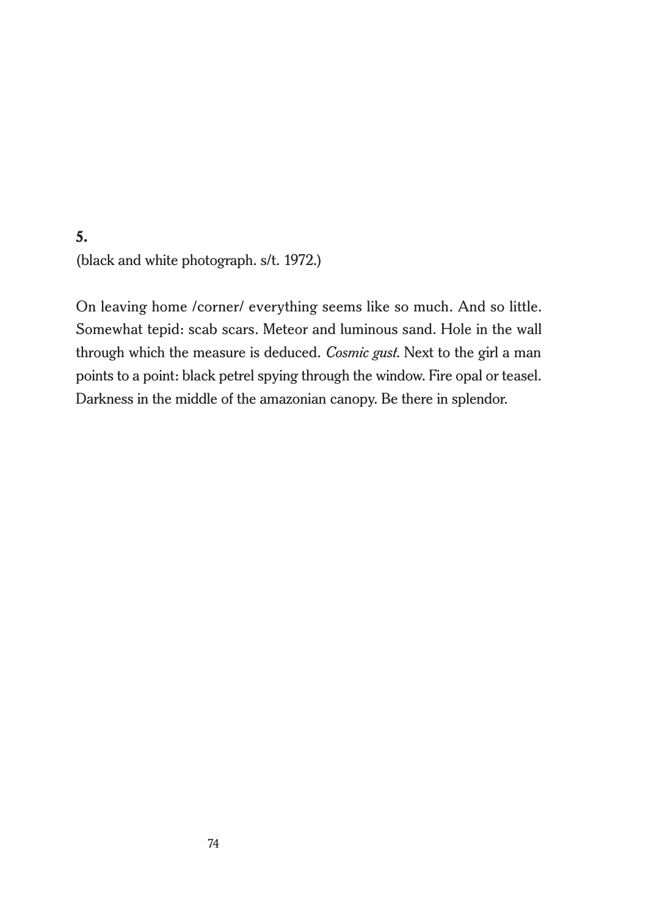**5.**

(black and white photograph. s/t. 1972.)

On leaving home /corner/ everything seems like so much. And so little. Somewhat tepid: scab scars. Meteor and luminous sand. Hole in the wall through which the measure is deduced. *Cosmic gust*. Next to the girl a man points to a point: black petrel spying through the window. Fire opal or teasel. Darkness in the middle of the amazonian canopy. Be there in splendor.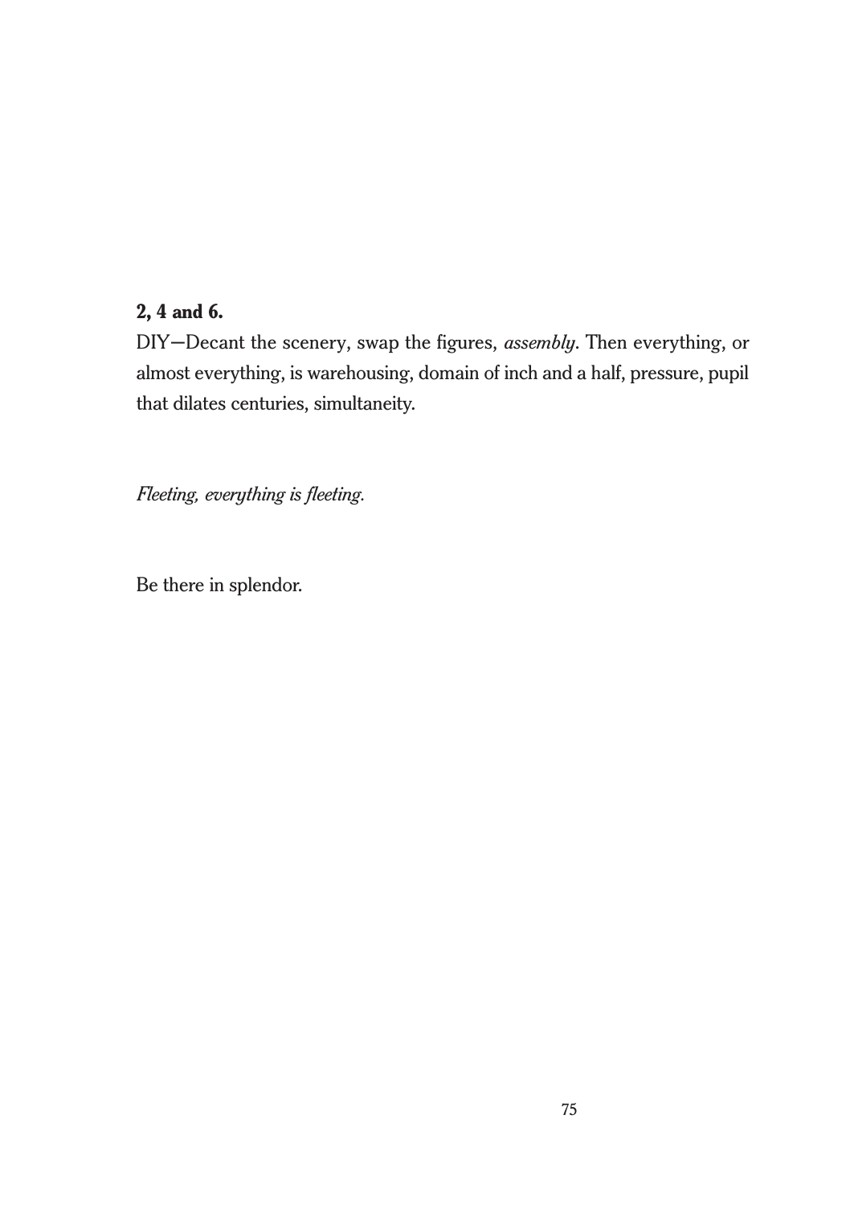**2, 4 and 6.**

DIY—Decant the scenery, swap the figures, *assembly*. Then everything, or almost everything, is warehousing, domain of inch and a half, pressure, pupil that dilates centuries, simultaneity.

*Fleeting, everything is fleeting.*

Be there in splendor.